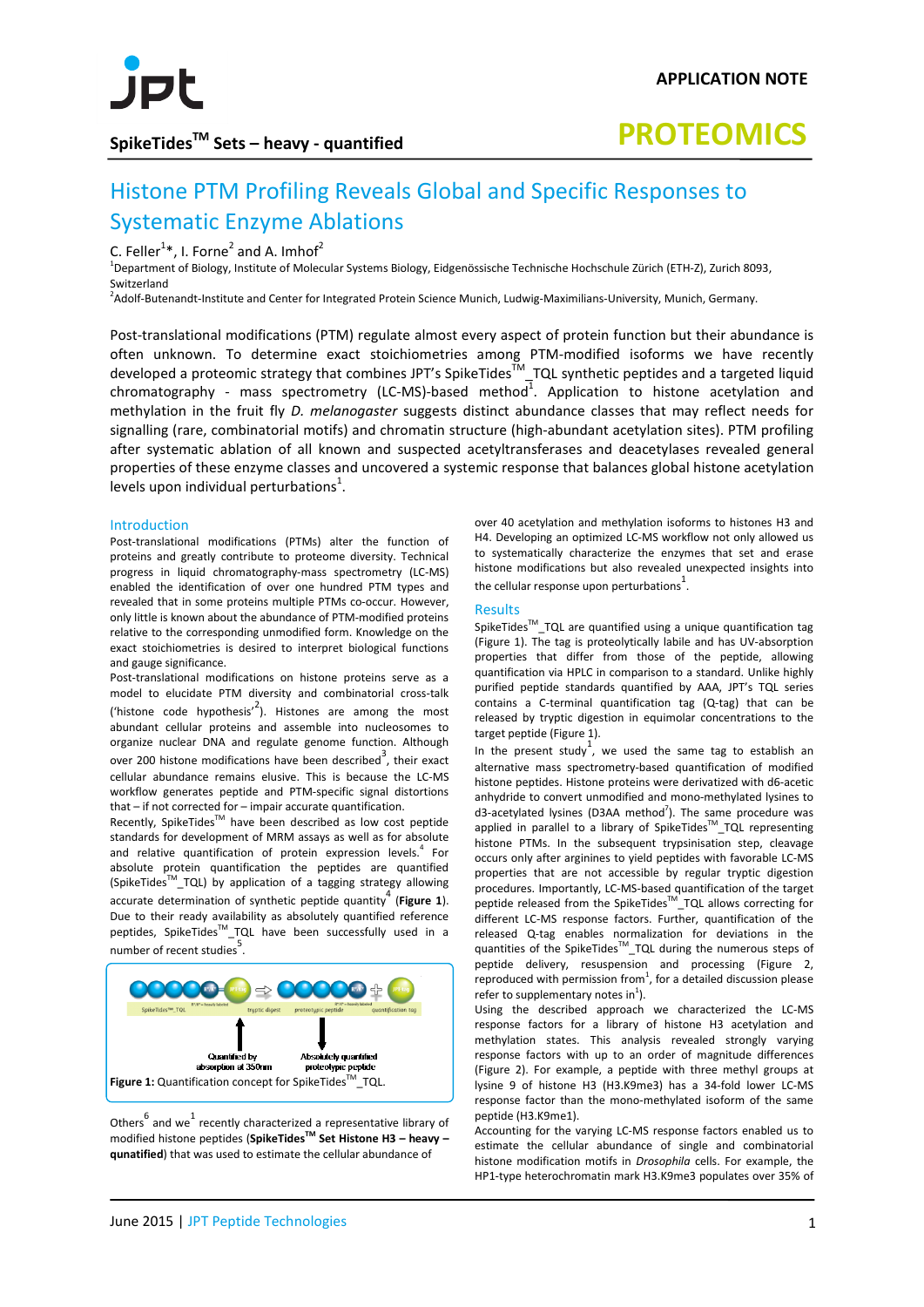APPLICATION NOTE

**SpikeTides™ Sets – heavy - quantified**

**PROTEOMICS**

# Histone PTM Profiling Reveals Global and Specific Responses to Systematic Enzyme Ablations

C. Feller[1]*, I. Forne[2] and A. Imhof[2]

[1]Department of Biology, Institute of Molecular Systems Biology, Eidgenössische Technische Hochschule Zürich (ETH-Z), Zurich 8093, Switzerland

[2]Adolf-Butenandt-Institute and Center for Integrated Protein Science Munich, Ludwig-Maximilians-University, Munich, Germany.

Post-translational modifications (PTM) regulate almost every aspect of protein function but their abundance is often unknown. To determine exact stoichiometries among PTM-modified isoforms we have recently developed a proteomic strategy that combines JPT's SpikeTides™_TQL synthetic peptides and a targeted liquid chromatography - mass spectrometry (LC-MS)-based method[1]. Application to histone acetylation and methylation in the fruit fly *D. melanogaster* suggests distinct abundance classes that may reflect needs for signalling (rare, combinatorial motifs) and chromatin structure (high-abundant acetylation sites). PTM profiling after systematic ablation of all known and suspected acetyltransferases and deacetylases revealed general properties of these enzyme classes and uncovered a systemic response that balances global histone acetylation levels upon individual perturbations[1].

## Introduction

Post-translational modifications (PTMs) alter the function of proteins and greatly contribute to proteome diversity. Technical progress in liquid chromatography-mass spectrometry (LC-MS) enabled the identification of over one hundred PTM types and revealed that in some proteins multiple PTMs co-occur. However, only little is known about the abundance of PTM-modified proteins relative to the corresponding unmodified form. Knowledge on the exact stoichiometries is desired to interpret biological functions and gauge significance.

Post-translational modifications on histone proteins serve as a model to elucidate PTM diversity and combinatorial cross-talk ('histone code hypothesis'[2]). Histones are among the most abundant cellular proteins and assemble into nucleosomes to organize nuclear DNA and regulate genome function. Although over 200 histone modifications have been described[3], their exact cellular abundance remains elusive. This is because the LC-MS workflow generates peptide and PTM-specific signal distortions that – if not corrected for – impair accurate quantification.

Recently, SpikeTides™ have been described as low cost peptide standards for development of MRM assays as well as for absolute and relative quantification of protein expression levels.[4] For absolute protein quantification the peptides are quantified (SpikeTides™_TQL) by application of a tagging strategy allowing accurate determination of synthetic peptide quantity[4] (**Figure 1**). Due to their ready availability as absolutely quantified reference peptides, SpikeTides™_TQL have been successfully used in a number of recent studies[5].

**Figure 1:** Quantification concept for SpikeTides™_TQL.

Others[6] and we[1] recently characterized a representative library of modified histone peptides (**SpikeTides™ Set Histone H3 – heavy – qunatified**) that was used to estimate the cellular abundance of over 40 acetylation and methylation isoforms to histones H3 and H4. Developing an optimized LC-MS workflow not only allowed us to systematically characterize the enzymes that set and erase histone modifications but also revealed unexpected insights into the cellular response upon perturbations[1].

## Results

SpikeTides™_TQL are quantified using a unique quantification tag (Figure 1). The tag is proteolytically labile and has UV-absorption properties that differ from those of the peptide, allowing quantification via HPLC in comparison to a standard. Unlike highly purified peptide standards quantified by AAA, JPT's TQL series contains a C-terminal quantification tag (Q-tag) that can be released by tryptic digestion in equimolar concentrations to the target peptide (Figure 1).

In the present study[1], we used the same tag to establish an alternative mass spectrometry-based quantification of modified histone peptides. Histone proteins were derivatized with d6-acetic anhydride to convert unmodified and mono-methylated lysines to d3-acetylated lysines (D3AA method[7]). The same procedure was applied in parallel to a library of SpikeTides™_TQL representing histone PTMs. In the subsequent trypsinisation step, cleavage occurs only after arginines to yield peptides with favorable LC-MS properties that are not accessible by regular tryptic digestion procedures. Importantly, LC-MS-based quantification of the target peptide released from the SpikeTides™_TQL allows correcting for different LC-MS response factors. Further, quantification of the released Q-tag enables normalization for deviations in the quantities of the SpikeTides™_TQL during the numerous steps of peptide delivery, resuspension and processing (Figure 2, reproduced with permission from[1], for a detailed discussion please refer to supplementary notes in[1]).

Using the described approach we characterized the LC-MS response factors for a library of histone H3 acetylation and methylation states. This analysis revealed strongly varying response factors with up to an order of magnitude differences (Figure 2). For example, a peptide with three methyl groups at lysine 9 of histone H3 (H3.K9me3) has a 34-fold lower LC-MS response factor than the mono-methylated isoform of the same peptide (H3.K9me1).

Accounting for the varying LC-MS response factors enabled us to estimate the cellular abundance of single and combinatorial histone modification motifs in *Drosophila* cells. For example, the HP1-type heterochromatin mark H3.K9me3 populates over 35% of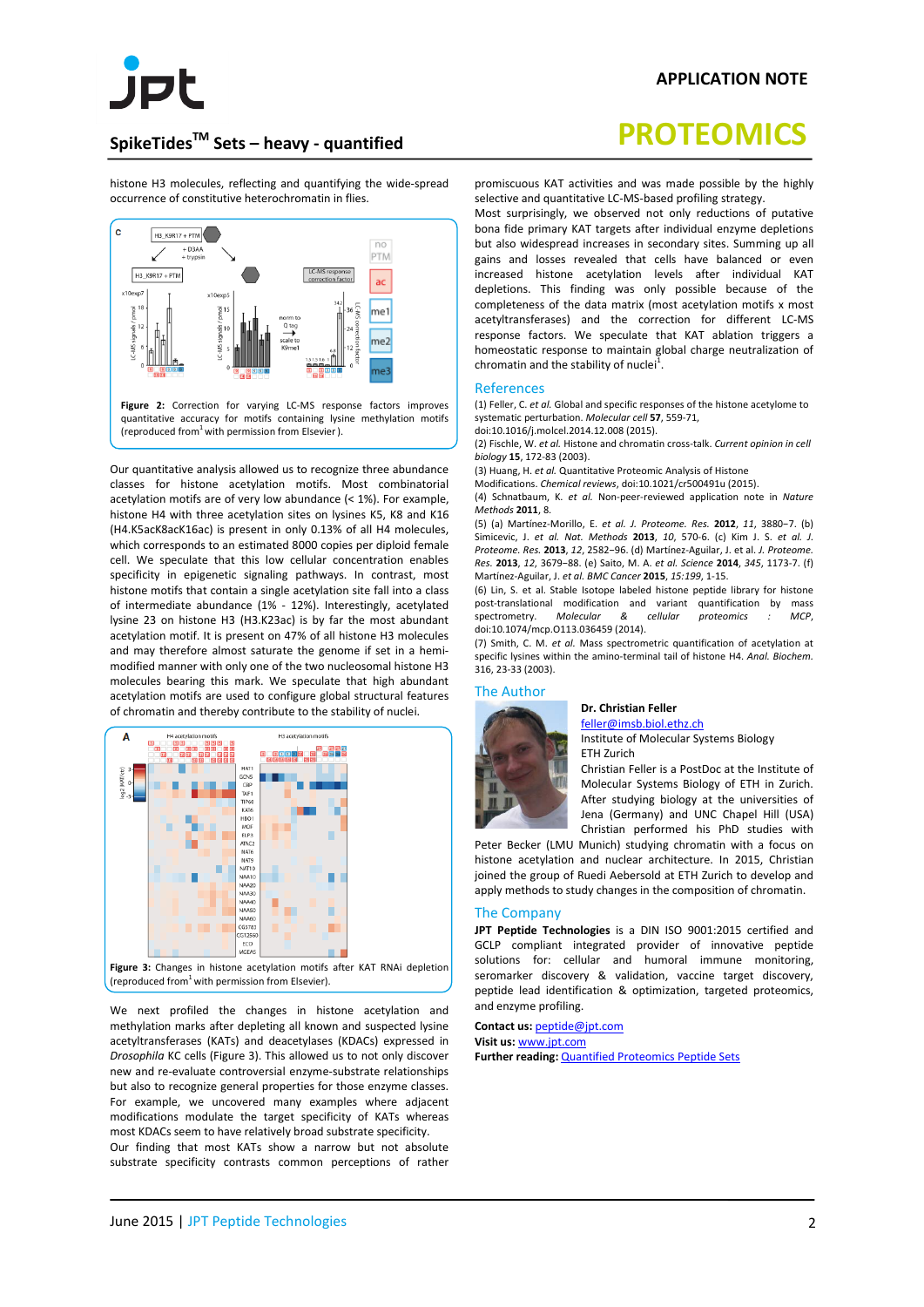histone H3 molecules, reflecting and quantifying the wide-spread occurrence of constitutive heterochromatin in flies.

**Figure 2:** Correction for varying LC-MS response factors improves quantitative accuracy for motifs containing lysine methylation motifs (reproduced from[1] with permission from Elsevier).

Our quantitative analysis allowed us to recognize three abundance classes for histone acetylation motifs. Most combinatorial acetylation motifs are of very low abundance (< 1%). For example, histone H4 with three acetylation sites on lysines K5, K8 and K16 (H4.K5acK8acK16ac) is present in only 0.13% of all H4 molecules, which corresponds to an estimated 8000 copies per diploid female cell. We speculate that this low cellular concentration enables specificity in epigenetic signaling pathways. In contrast, most histone motifs that contain a single acetylation site fall into a class of intermediate abundance (1% - 12%). Interestingly, acetylated lysine 23 on histone H3 (H3.K23ac) is by far the most abundant acetylation motif. It is present on 47% of all histone H3 molecules and may therefore almost saturate the genome if set in a hemi-modified manner with only one of the two nucleosomal histone H3 molecules bearing this mark. We speculate that high abundant acetylation motifs are used to configure global structural features of chromatin and thereby contribute to the stability of nuclei.

**Figure 3:** Changes in histone acetylation motifs after KAT RNAi depletion (reproduced from[1] with permission from Elsevier).

We next profiled the changes in histone acetylation and methylation marks after depleting all known and suspected lysine acetyltransferases (KATs) and deacetylases (KDACs) expressed in *Drosophila* KC cells (Figure 3). This allowed us to not only discover new and re-evaluate controversial enzyme-substrate relationships but also to recognize general properties for those enzyme classes. For example, we uncovered many examples where adjacent modifications modulate the target specificity of KATs whereas most KDACs seem to have relatively broad substrate specificity.
Our finding that most KATs show a narrow but not absolute substrate specificity contrasts common perceptions of rather promiscuous KAT activities and was made possible by the highly selective and quantitative LC-MS-based profiling strategy.
Most surprisingly, we observed not only reductions of putative bona fide primary KAT targets after individual enzyme depletions but also widespread increases in secondary sites. Summing up all gains and losses revealed that cells have balanced or even increased histone acetylation levels after individual KAT depletions. This finding was only possible because of the completeness of the data matrix (most acetylation motifs x most acetyltransferases) and the correction for different LC-MS response factors. We speculate that KAT ablation triggers a homeostatic response to maintain global charge neutralization of chromatin and the stability of nuclei[1].

## References

(1) Feller, C. *et al.* Global and specific responses of the histone acetylome to systematic perturbation. *Molecular cell* **57**, 559-71, doi:10.1016/j.molcel.2014.12.008 (2015).
(2) Fischle, W. *et al.* Histone and chromatin cross-talk. *Current opinion in cell biology* **15**, 172-83 (2003).
(3) Huang, H. *et al.* Quantitative Proteomic Analysis of Histone Modifications. *Chemical reviews*, doi:10.1021/cr500491u (2015).
(4) Schnatbaum, K. *et al.* Non-peer-reviewed application note in *Nature Methods* **2011**, 8.
(5) (a) Martínez-Morillo, E. *et al. J. Proteome. Res.* **2012**, *11*, 3880–7. (b) Simicevic, J. *et al. Nat. Methods* **2013**, *10*, 570-6. (c) Kim J. S. *et al. J. Proteome. Res.* **2013**, *12*, 2582–96. (d) Martínez-Aguilar, J. et al. *J. Proteome. Res.* **2013**, *12*, 3679–88. (e) Saito, M. A. *et al. Science* **2014**, *345*, 1173-7. (f) Martínez-Aguilar, J. *et al. BMC Cancer* **2015**, *15:199*, 1-15.
(6) Lin, S. et al. Stable Isotope labeled histone peptide library for histone post-translational modification and variant quantification by mass spectrometry. *Molecular & cellular proteomics : MCP*, doi:10.1074/mcp.O113.036459 (2014).
(7) Smith, C. M. *et al.* Mass spectrometric quantification of acetylation at specific lysines within the amino-terminal tail of histone H4. *Anal. Biochem.* 316, 23-33 (2003).

## The Author

**Dr. Christian Feller**
feller@imsb.biol.ethz.ch
Institute of Molecular Systems Biology
ETH Zurich
Christian Feller is a PostDoc at the Institute of Molecular Systems Biology of ETH in Zurich. After studying biology at the universities of Jena (Germany) and UNC Chapel Hill (USA) Christian performed his PhD studies with Peter Becker (LMU Munich) studying chromatin with a focus on histone acetylation and nuclear architecture. In 2015, Christian joined the group of Ruedi Aebersold at ETH Zurich to develop and apply methods to study changes in the composition of chromatin.

## The Company

**JPT Peptide Technologies** is a DIN ISO 9001:2015 certified and GCLP compliant integrated provider of innovative peptide solutions for: cellular and humoral immune monitoring, seromarker discovery & validation, vaccine target discovery, peptide lead identification & optimization, targeted proteomics, and enzyme profiling.

**Contact us:** peptide@jpt.com
**Visit us:** www.jpt.com
**Further reading:** Quantified Proteomics Peptide Sets